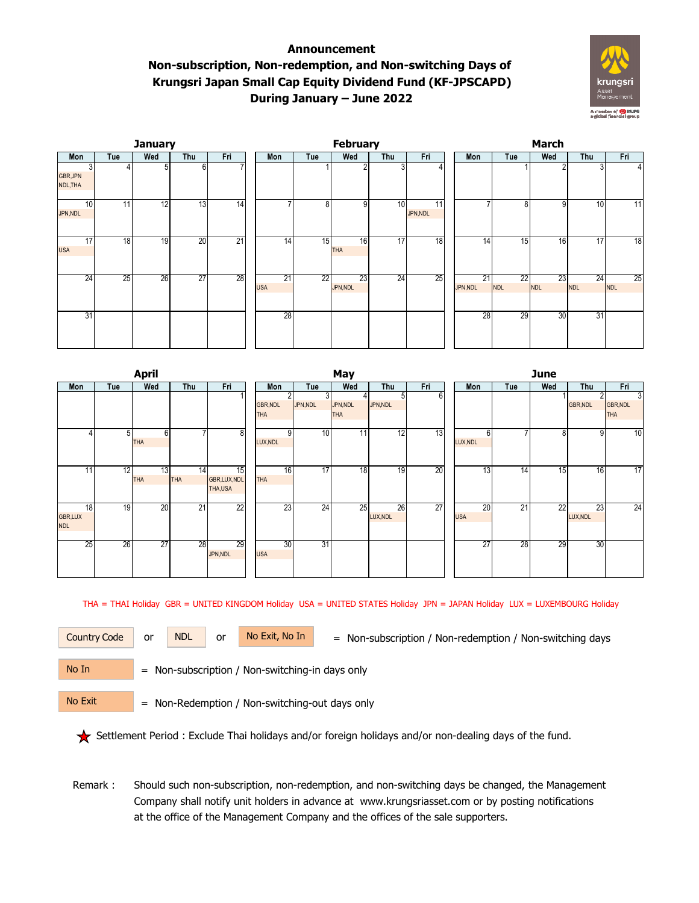# Announcement

## Non-subscription, Non-redemption, and Non-switching Days of Krungsri Japan Small Cap Equity Dividend Fund (KF-JPSCAPD) During January – June 2022

### January

| Mon | Tue | Wed | Thu | Fri |
|---|---|---|---|---|
| 3 GBR,JPN NDL,THA | 4 | 5 | 6 | 7 |
| 10 JPN,NDL | 11 | 12 | 13 | 14 |
| 17 USA | 18 | 19 | 20 | 21 |
| 24 | 25 | 26 | 27 | 28 |
| 31 | | | | |

### February

| Mon | Tue | Wed | Thu | Fri |
|---|---|---|---|---|
| | 1 | 2 | 3 | 4 |
| 7 | 8 | 9 | 10 | 11 JPN,NDL |
| 14 | 15 | 16 THA | 17 | 18 |
| 21 USA | 22 | 23 JPN,NDL | 24 | 25 |
| 28 | | | | |

### March

| Mon | Tue | Wed | Thu | Fri |
|---|---|---|---|---|
| | 1 | 2 | 3 | 4 |
| 7 | 8 | 9 | 10 | 11 |
| 14 | 15 | 16 | 17 | 18 |
| 21 JPN,NDL | 22 NDL | 23 NDL | 24 NDL | 25 NDL |
| 28 | 29 | 30 | 31 | |

### April

| Mon | Tue | Wed | Thu | Fri |
|---|---|---|---|---|
| | | | | 1 |
| 4 | 5 | 6 THA | 7 | 8 |
| 11 | 12 | 13 THA | 14 THA | 15 GBR,LUX,NDL THA,USA |
| 18 GBR,LUX NDL | 19 | 20 | 21 | 22 |
| 25 | 26 | 27 | 28 | 29 JPN,NDL |

### May

| Mon | Tue | Wed | Thu | Fri |
|---|---|---|---|---|
| 2 GBR,NDL THA | 3 JPN,NDL | 4 JPN,NDL THA | 5 JPN,NDL | 6 |
| 9 LUX,NDL | 10 | 11 | 12 | 13 |
| 16 THA | 17 | 18 | 19 | 20 |
| 23 | 24 | 25 | 26 LUX,NDL | 27 |
| 30 USA | 31 | | | |

### June

| Mon | Tue | Wed | Thu | Fri |
|---|---|---|---|---|
| | | 1 | 2 GBR,NDL | 3 GBR,NDL THA |
| 6 LUX,NDL | 7 | 8 | 9 | 10 |
| 13 | 14 | 15 | 16 | 17 |
| 20 USA | 21 | 22 | 23 LUX,NDL | 24 |
| 27 | 28 | 29 | 30 | |

THA = THAI Holiday GBR = UNITED KINGDOM Holiday USA = UNITED STATES Holiday JPN = JAPAN Holiday LUX = LUXEMBOURG Holiday

Country Code or NDL or No Exit, No In = Non-subscription / Non-redemption / Non-switching days

No In = Non-subscription / Non-switching-in days only

No Exit = Non-Redemption / Non-switching-out days only

★ Settlement Period : Exclude Thai holidays and/or foreign holidays and/or non-dealing days of the fund.

Remark : Should such non-subscription, non-redemption, and non-switching days be changed, the Management Company shall notify unit holders in advance at www.krungsriasset.com or by posting notifications at the office of the Management Company and the offices of the sale supporters.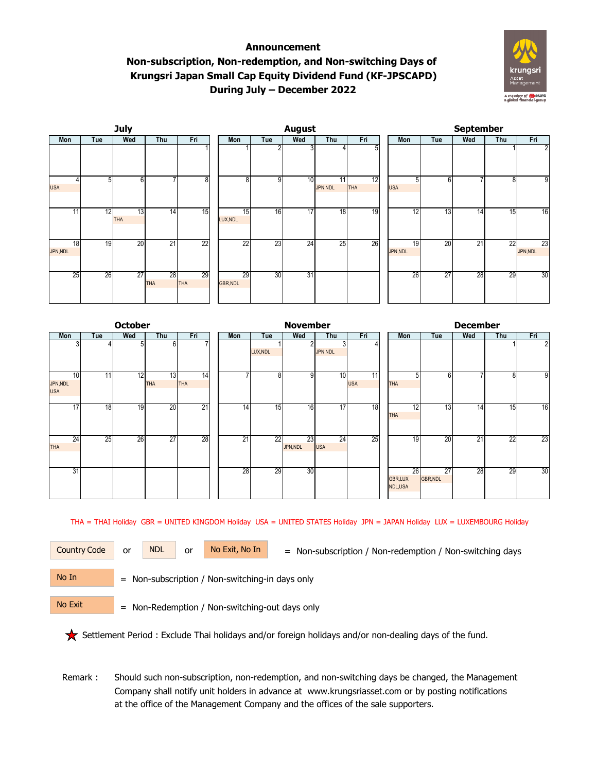**Announcement**

**Non-subscription, Non-redemption, and Non-switching Days of Krungsri Japan Small Cap Equity Dividend Fund (KF-JPSCAPD) During July – December 2022**

### July

| Mon | Tue | Wed | Thu | Fri |
|---|---|---|---|---|
| | | | | 1 |
| 4 USA | 5 | 6 | 7 | 8 |
| 11 | 12 | 13 THA | 14 | 15 |
| 18 JPN,NDL | 19 | 20 | 21 | 22 |
| 25 | 26 | 27 | 28 THA | 29 THA |

### August

| Mon | Tue | Wed | Thu | Fri |
|---|---|---|---|---|
| 1 | 2 | 3 | 4 | 5 |
| 8 | 9 | 10 | 11 JPN,NDL | 12 THA |
| 15 LUX,NDL | 16 | 17 | 18 | 19 |
| 22 | 23 | 24 | 25 | 26 |
| 29 GBR,NDL | 30 | 31 | | |

### September

| Mon | Tue | Wed | Thu | Fri |
|---|---|---|---|---|
| | | | 1 | 2 |
| 5 USA | 6 | 7 | 8 | 9 |
| 12 | 13 | 14 | 15 | 16 |
| 19 JPN,NDL | 20 | 21 | 22 | 23 JPN,NDL |
| 26 | 27 | 28 | 29 | 30 |

### October

| Mon | Tue | Wed | Thu | Fri |
|---|---|---|---|---|
| 3 | 4 | 5 | 6 | 7 |
| 10 JPN,NDL USA | 11 | 12 | 13 THA | 14 THA |
| 17 | 18 | 19 | 20 | 21 |
| 24 THA | 25 | 26 | 27 | 28 |
| 31 | | | | |

### November

| Mon | Tue | Wed | Thu | Fri |
|---|---|---|---|---|
| | 1 LUX,NDL | 2 | 3 JPN,NDL | 4 |
| 7 | 8 | 9 | 10 | 11 USA |
| 14 | 15 | 16 | 17 | 18 |
| 21 | 22 | 23 JPN,NDL | 24 USA | 25 |
| 28 | 29 | 30 | | |

### December

| Mon | Tue | Wed | Thu | Fri |
|---|---|---|---|---|
| | | | 1 | 2 |
| 5 THA | 6 | 7 | 8 | 9 |
| 12 THA | 13 | 14 | 15 | 16 |
| 19 | 20 | 21 | 22 | 23 |
| 26 GBR,LUX NDL,USA | 27 GBR,NDL | 28 | 29 | 30 |

THA = THAI Holiday GBR = UNITED KINGDOM Holiday USA = UNITED STATES Holiday JPN = JAPAN Holiday LUX = LUXEMBOURG Holiday

Country Code or NDL or No Exit, No In = Non-subscription / Non-redemption / Non-switching days

No In = Non-subscription / Non-switching-in days only

No Exit = Non-Redemption / Non-switching-out days only

★ Settlement Period : Exclude Thai holidays and/or foreign holidays and/or non-dealing days of the fund.

Remark : Should such non-subscription, non-redemption, and non-switching days be changed, the Management Company shall notify unit holders in advance at www.krungsriasset.com or by posting notifications at the office of the Management Company and the offices of the sale supporters.